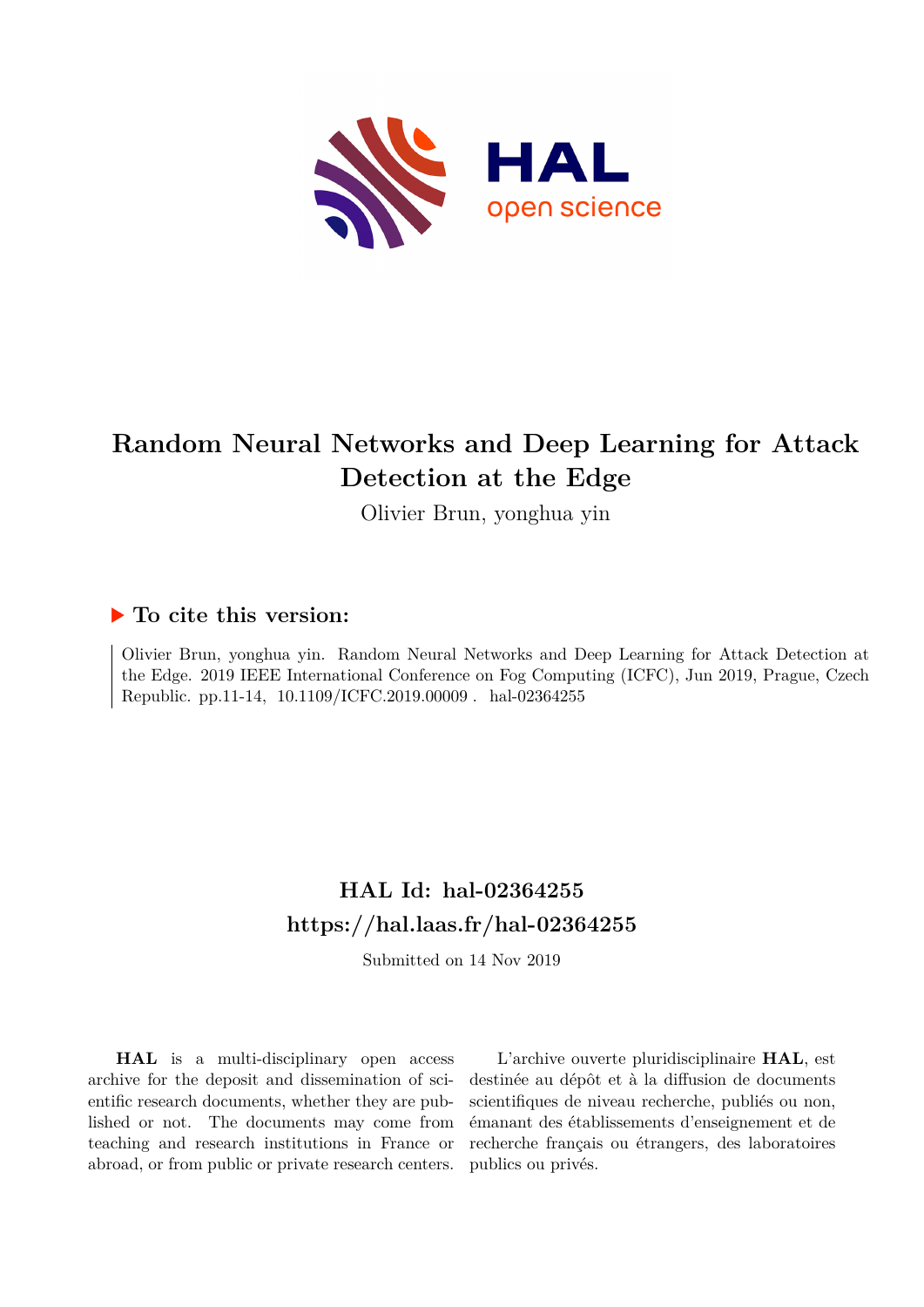# Random Neural Networks and Deep Learning for Attack Detection at the Edge

Olivier Brun, yonghua yin

## ▶ To cite this version:

Olivier Brun, yonghua yin. Random Neural Networks and Deep Learning for Attack Detection at the Edge. 2019 IEEE International Conference on Fog Computing (ICFC), Jun 2019, Prague, Czech Republic. pp.11-14, 10.1109/ICFC.2019.00009 . hal-02364255

## HAL Id: hal-02364255
## https://hal.laas.fr/hal-02364255

Submitted on 14 Nov 2019

**HAL** is a multi-disciplinary open access archive for the deposit and dissemination of scientific research documents, whether they are published or not. The documents may come from teaching and research institutions in France or abroad, or from public or private research centers.

L'archive ouverte pluridisciplinaire **HAL**, est destinée au dépôt et à la diffusion de documents scientifiques de niveau recherche, publiés ou non, émanant des établissements d'enseignement et de recherche français ou étrangers, des laboratoires publics ou privés.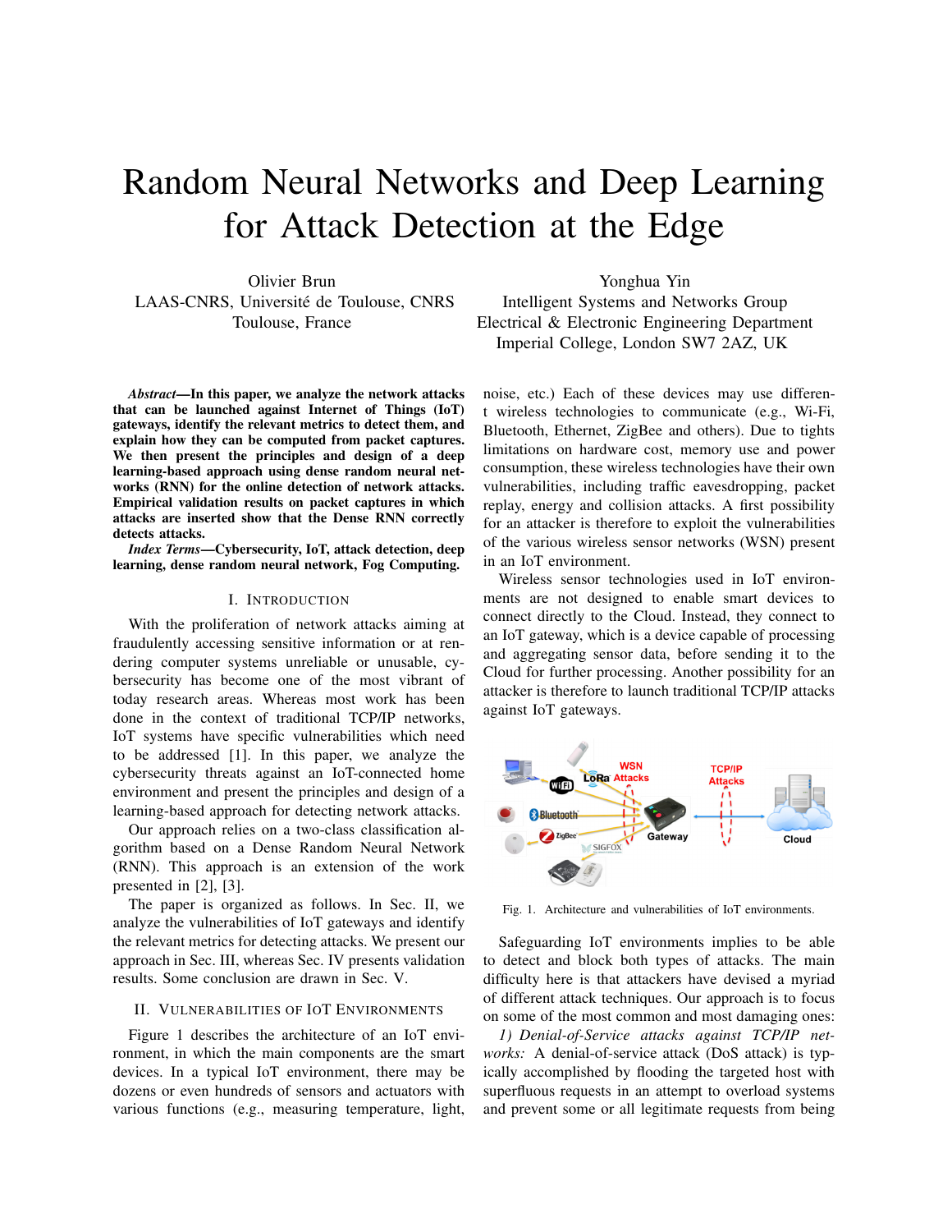# Random Neural Networks and Deep Learning for Attack Detection at the Edge

Olivier Brun
LAAS-CNRS, Université de Toulouse, CNRS
Toulouse, France

Yonghua Yin
Intelligent Systems and Networks Group
Electrical & Electronic Engineering Department
Imperial College, London SW7 2AZ, UK

***Abstract*—In this paper, we analyze the network attacks that can be launched against Internet of Things (IoT) gateways, identify the relevant metrics to detect them, and explain how they can be computed from packet captures. We then present the principles and design of a deep learning-based approach using dense random neural networks (RNN) for the online detection of network attacks. Empirical validation results on packet captures in which attacks are inserted show that the Dense RNN correctly detects attacks.**

***Index Terms*—Cybersecurity, IoT, attack detection, deep learning, dense random neural network, Fog Computing.**

## I. Introduction

With the proliferation of network attacks aiming at fraudulently accessing sensitive information or at rendering computer systems unreliable or unusable, cybersecurity has become one of the most vibrant of today research areas. Whereas most work has been done in the context of traditional TCP/IP networks, IoT systems have specific vulnerabilities which need to be addressed [1]. In this paper, we analyze the cybersecurity threats against an IoT-connected home environment and present the principles and design of a learning-based approach for detecting network attacks.

Our approach relies on a two-class classification algorithm based on a Dense Random Neural Network (RNN). This approach is an extension of the work presented in [2], [3].

The paper is organized as follows. In Sec. II, we analyze the vulnerabilities of IoT gateways and identify the relevant metrics for detecting attacks. We present our approach in Sec. III, whereas Sec. IV presents validation results. Some conclusion are drawn in Sec. V.

## II. Vulnerabilities of IoT Environments

Figure 1 describes the architecture of an IoT environment, in which the main components are the smart devices. In a typical IoT environment, there may be dozens or even hundreds of sensors and actuators with various functions (e.g., measuring temperature, light, noise, etc.) Each of these devices may use different wireless technologies to communicate (e.g., Wi-Fi, Bluetooth, Ethernet, ZigBee and others). Due to tights limitations on hardware cost, memory use and power consumption, these wireless technologies have their own vulnerabilities, including traffic eavesdropping, packet replay, energy and collision attacks. A first possibility for an attacker is therefore to exploit the vulnerabilities of the various wireless sensor networks (WSN) present in an IoT environment.

Wireless sensor technologies used in IoT environments are not designed to enable smart devices to connect directly to the Cloud. Instead, they connect to an IoT gateway, which is a device capable of processing and aggregating sensor data, before sending it to the Cloud for further processing. Another possibility for an attacker is therefore to launch traditional TCP/IP attacks against IoT gateways.

Fig. 1. Architecture and vulnerabilities of IoT environments.

Safeguarding IoT environments implies to be able to detect and block both types of attacks. The main difficulty here is that attackers have devised a myriad of different attack techniques. Our approach is to focus on some of the most common and most damaging ones:

*1) Denial-of-Service attacks against TCP/IP networks:* A denial-of-service attack (DoS attack) is typically accomplished by flooding the targeted host with superfluous requests in an attempt to overload systems and prevent some or all legitimate requests from being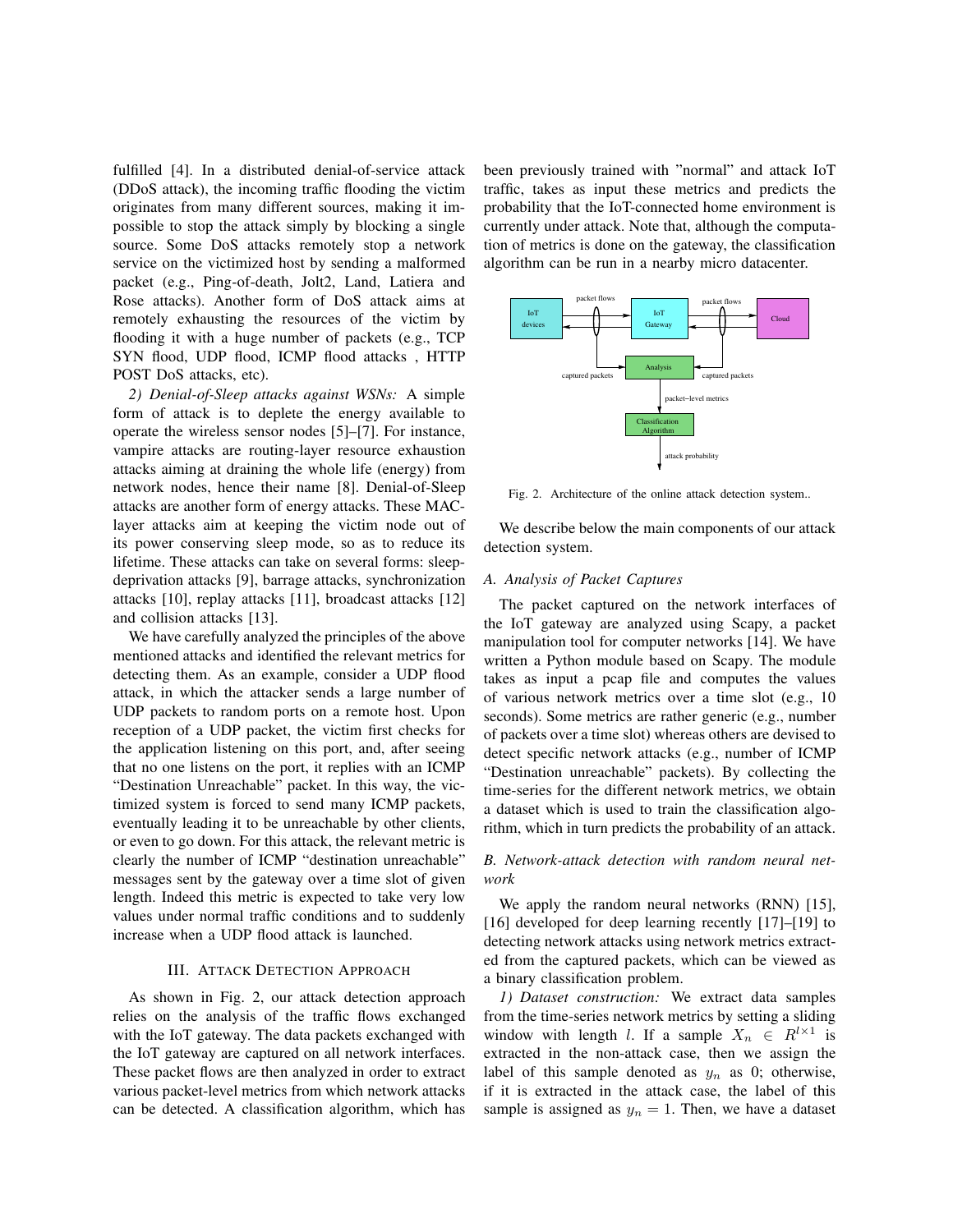fulfilled [4]. In a distributed denial-of-service attack (DDoS attack), the incoming traffic flooding the victim originates from many different sources, making it impossible to stop the attack simply by blocking a single source. Some DoS attacks remotely stop a network service on the victimized host by sending a malformed packet (e.g., Ping-of-death, Jolt2, Land, Latiera and Rose attacks). Another form of DoS attack aims at remotely exhausting the resources of the victim by flooding it with a huge number of packets (e.g., TCP SYN flood, UDP flood, ICMP flood attacks , HTTP POST DoS attacks, etc).

*2) Denial-of-Sleep attacks against WSNs:* A simple form of attack is to deplete the energy available to operate the wireless sensor nodes [5]–[7]. For instance, vampire attacks are routing-layer resource exhaustion attacks aiming at draining the whole life (energy) from network nodes, hence their name [8]. Denial-of-Sleep attacks are another form of energy attacks. These MAC-layer attacks aim at keeping the victim node out of its power conserving sleep mode, so as to reduce its lifetime. These attacks can take on several forms: sleep-deprivation attacks [9], barrage attacks, synchronization attacks [10], replay attacks [11], broadcast attacks [12] and collision attacks [13].

We have carefully analyzed the principles of the above mentioned attacks and identified the relevant metrics for detecting them. As an example, consider a UDP flood attack, in which the attacker sends a large number of UDP packets to random ports on a remote host. Upon reception of a UDP packet, the victim first checks for the application listening on this port, and, after seeing that no one listens on the port, it replies with an ICMP "Destination Unreachable" packet. In this way, the victimized system is forced to send many ICMP packets, eventually leading it to be unreachable by other clients, or even to go down. For this attack, the relevant metric is clearly the number of ICMP "destination unreachable" messages sent by the gateway over a time slot of given length. Indeed this metric is expected to take very low values under normal traffic conditions and to suddenly increase when a UDP flood attack is launched.

## III. Attack Detection Approach

As shown in Fig. 2, our attack detection approach relies on the analysis of the traffic flows exchanged with the IoT gateway. The data packets exchanged with the IoT gateway are captured on all network interfaces. These packet flows are then analyzed in order to extract various packet-level metrics from which network attacks can be detected. A classification algorithm, which has been previously trained with "normal" and attack IoT traffic, takes as input these metrics and predicts the probability that the IoT-connected home environment is currently under attack. Note that, although the computation of metrics is done on the gateway, the classification algorithm can be run in a nearby micro datacenter.

IoT devices | packet flows | IoT Gateway | packet flows | Cloud | captured packets | Analysis | captured packets | packet–level metrics | Classification Algorithm | attack probability

Fig. 2. Architecture of the online attack detection system..

We describe below the main components of our attack detection system.

### A. Analysis of Packet Captures

The packet captured on the network interfaces of the IoT gateway are analyzed using Scapy, a packet manipulation tool for computer networks [14]. We have written a Python module based on Scapy. The module takes as input a pcap file and computes the values of various network metrics over a time slot (e.g., 10 seconds). Some metrics are rather generic (e.g., number of packets over a time slot) whereas others are devised to detect specific network attacks (e.g., number of ICMP "Destination unreachable" packets). By collecting the time-series for the different network metrics, we obtain a dataset which is used to train the classification algorithm, which in turn predicts the probability of an attack.

### B. Network-attack detection with random neural network

We apply the random neural networks (RNN) [15], [16] developed for deep learning recently [17]–[19] to detecting network attacks using network metrics extracted from the captured packets, which can be viewed as a binary classification problem.

*1) Dataset construction:* We extract data samples from the time-series network metrics by setting a sliding window with length $l$. If a sample $X_n \in R^{l\times 1}$ is extracted in the non-attack case, then we assign the label of this sample denoted as $y_n$ as 0; otherwise, if it is extracted in the attack case, the label of this sample is assigned as $y_n = 1$. Then, we have a dataset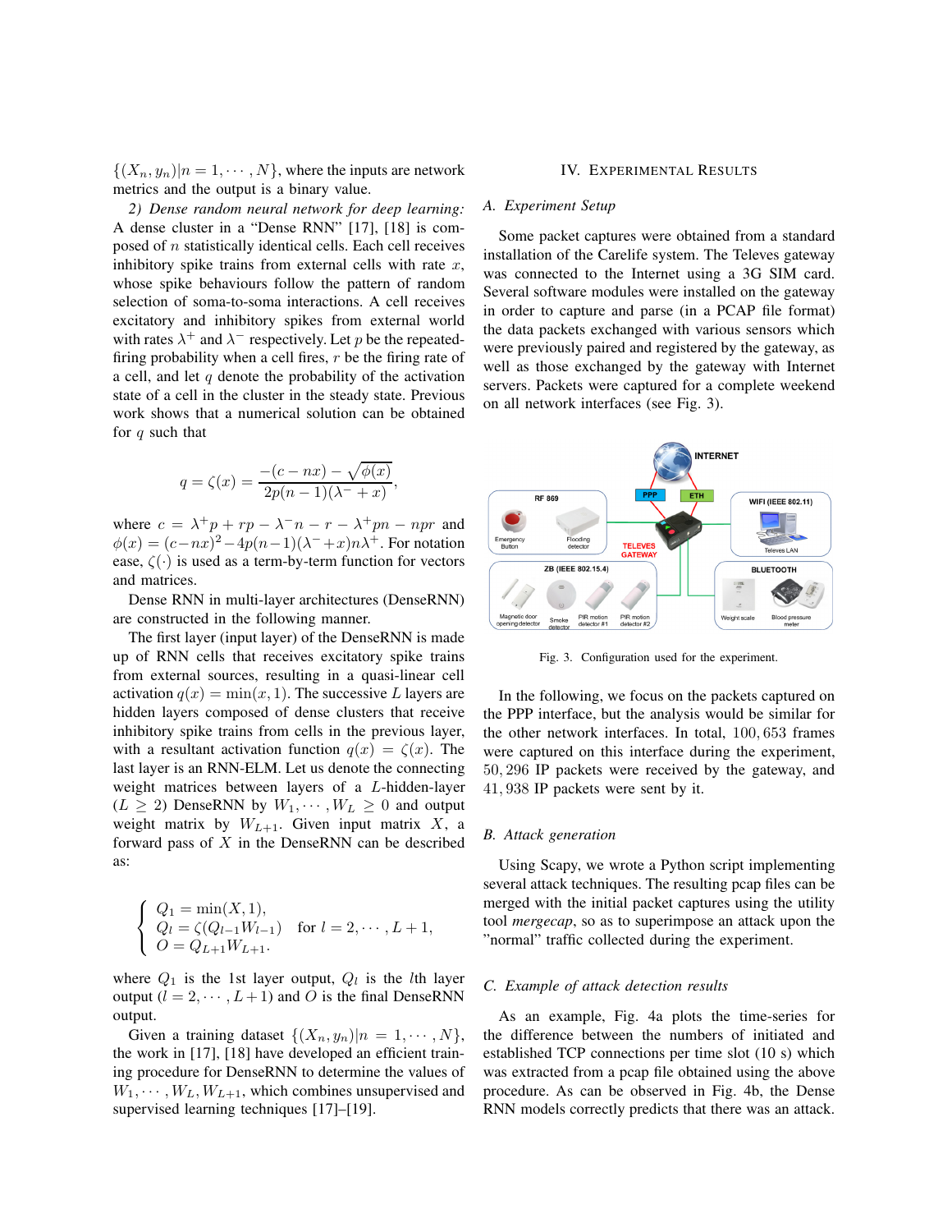$\{(X_n, y_n)|n = 1, \cdots, N\}$, where the inputs are network metrics and the output is a binary value.

*2) Dense random neural network for deep learning:* A dense cluster in a "Dense RNN" [17], [18] is composed of $n$ statistically identical cells. Each cell receives inhibitory spike trains from external cells with rate $x$, whose spike behaviours follow the pattern of random selection of soma-to-soma interactions. A cell receives excitatory and inhibitory spikes from external world with rates $\lambda^+$ and $\lambda^-$ respectively. Let $p$ be the repeated-firing probability when a cell fires, $r$ be the firing rate of a cell, and let $q$ denote the probability of the activation state of a cell in the cluster in the steady state. Previous work shows that a numerical solution can be obtained for $q$ such that

$$q = \zeta(x) = \frac{-(c - nx) - \sqrt{\phi(x)}}{2p(n-1)(\lambda^- + x)},$$

where $c = \lambda^+ p + rp - \lambda^- n - r - \lambda^+ pn - npr$ and $\phi(x) = (c - nx)^2 - 4p(n-1)(\lambda^- + x)n\lambda^+$. For notation ease, $\zeta(\cdot)$ is used as a term-by-term function for vectors and matrices.

Dense RNN in multi-layer architectures (DenseRNN) are constructed in the following manner.

The first layer (input layer) of the DenseRNN is made up of RNN cells that receives excitatory spike trains from external sources, resulting in a quasi-linear cell activation $q(x) = \min(x, 1)$. The successive $L$ layers are hidden layers composed of dense clusters that receive inhibitory spike trains from cells in the previous layer, with a resultant activation function $q(x) = \zeta(x)$. The last layer is an RNN-ELM. Let us denote the connecting weight matrices between layers of a $L$-hidden-layer ($L \geq 2$) DenseRNN by $W_1, \cdots, W_L \geq 0$ and output weight matrix by $W_{L+1}$. Given input matrix $X$, a forward pass of $X$ in the DenseRNN can be described as:

$$\begin{cases} Q_1 = \min(X, 1), \\ Q_l = \zeta(Q_{l-1} W_{l-1}) \quad \text{for } l = 2, \cdots, L+1, \\ O = Q_{L+1} W_{L+1}. \end{cases}$$

where $Q_1$ is the 1st layer output, $Q_l$ is the $l$th layer output ($l = 2, \cdots, L+1$) and $O$ is the final DenseRNN output.

Given a training dataset $\{(X_n, y_n)|n = 1, \cdots, N\}$, the work in [17], [18] have developed an efficient training procedure for DenseRNN to determine the values of $W_1, \cdots, W_L, W_{L+1}$, which combines unsupervised and supervised learning techniques [17]–[19].

## IV. Experimental Results

### A. Experiment Setup

Some packet captures were obtained from a standard installation of the Carelife system. The Televes gateway was connected to the Internet using a 3G SIM card. Several software modules were installed on the gateway in order to capture and parse (in a PCAP file format) the data packets exchanged with various sensors which were previously paired and registered by the gateway, as well as those exchanged by the gateway with Internet servers. Packets were captured for a complete weekend on all network interfaces (see Fig. 3).

Fig. 3. Configuration used for the experiment.

In the following, we focus on the packets captured on the PPP interface, but the analysis would be similar for the other network interfaces. In total, 100,653 frames were captured on this interface during the experiment, 50,296 IP packets were received by the gateway, and 41,938 IP packets were sent by it.

### B. Attack generation

Using Scapy, we wrote a Python script implementing several attack techniques. The resulting pcap files can be merged with the initial packet captures using the utility tool *mergecap*, so as to superimpose an attack upon the "normal" traffic collected during the experiment.

### C. Example of attack detection results

As an example, Fig. 4a plots the time-series for the difference between the numbers of initiated and established TCP connections per time slot (10 s) which was extracted from a pcap file obtained using the above procedure. As can be observed in Fig. 4b, the Dense RNN models correctly predicts that there was an attack.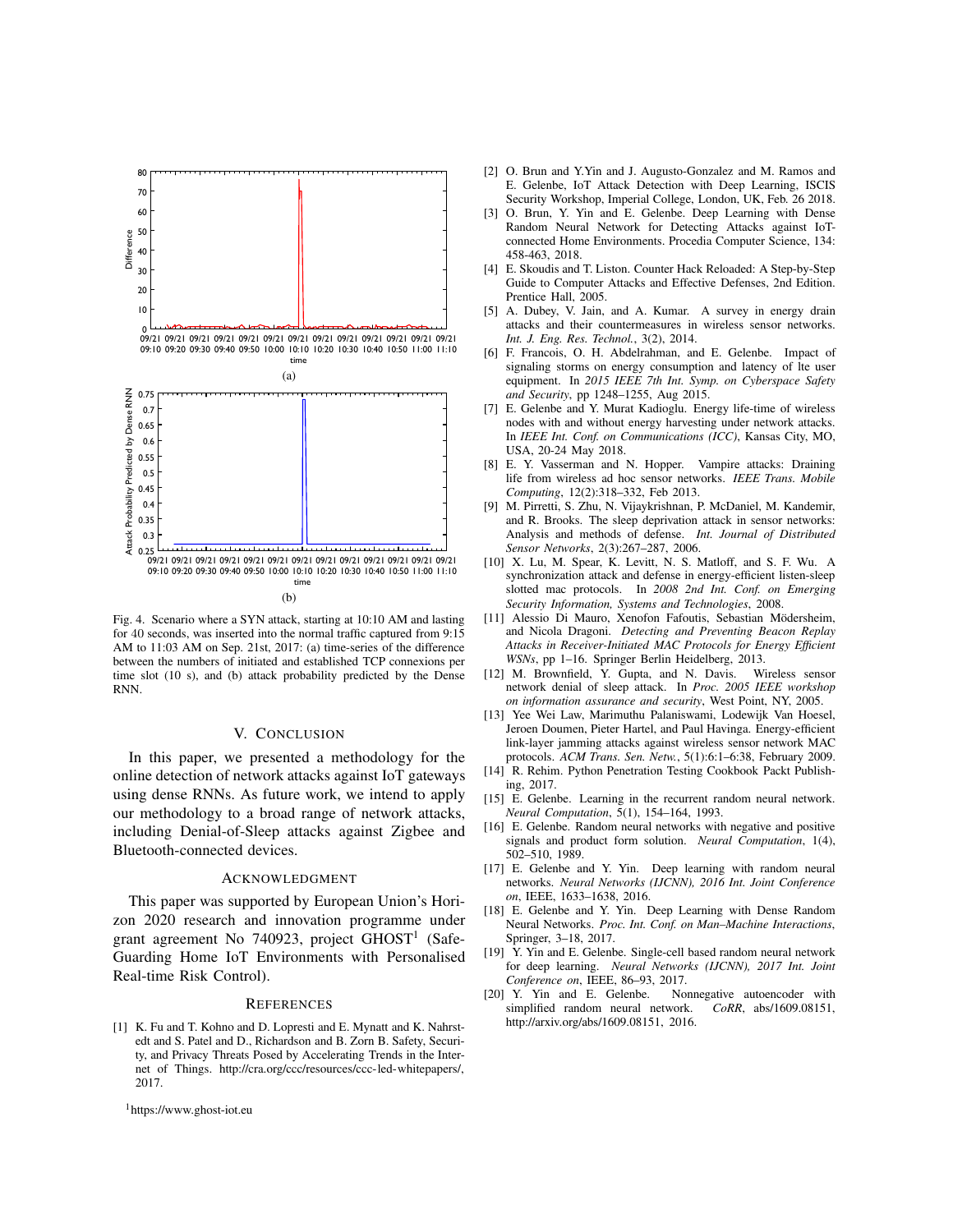80
70
60
50
40
30
20
10
0

Difference

09/21 09/21 09/21 09/21 09/21 09/21 09/21 09/21 09/21 09/21 09/21 09/21 09/21
09:10 09:20 09:30 09:40 09:50 10:00 10:10 10:20 10:30 10:40 10:50 11:00 11:10

time

(a)

0.75
0.7
0.65
0.6
0.55
0.5
0.45
0.4
0.35
0.3
0.25

Attack Probability Predicted by Dense RNN

09/21 09/21 09/21 09/21 09/21 09/21 09/21 09/21 09/21 09/21 09/21 09/21 09/21
09:10 09:20 09:30 09:40 09:50 10:00 10:10 10:20 10:30 10:40 10:50 11:00 11:10

time

(b)

Fig. 4. Scenario where a SYN attack, starting at 10:10 AM and lasting for 40 seconds, was inserted into the normal traffic captured from 9:15 AM to 11:03 AM on Sep. 21st, 2017: (a) time-series of the difference between the numbers of initiated and established TCP connexions per time slot (10 s), and (b) attack probability predicted by the Dense RNN.

## V. Conclusion

In this paper, we presented a methodology for the online detection of network attacks against IoT gateways using dense RNNs. As future work, we intend to apply our methodology to a broad range of network attacks, including Denial-of-Sleep attacks against Zigbee and Bluetooth-connected devices.

## Acknowledgment

This paper was supported by European Union's Horizon 2020 research and innovation programme under grant agreement No 740923, project GHOST[1] (Safe-Guarding Home IoT Environments with Personalised Real-time Risk Control).

## References

[1] K. Fu and T. Kohno and D. Lopresti and E. Mynatt and K. Nahrstedt and S. Patel and D., Richardson and B. Zorn B. Safety, Security, and Privacy Threats Posed by Accelerating Trends in the Internet of Things. http://cra.org/ccc/resources/ccc-led-whitepapers/, 2017.

[2] O. Brun and Y.Yin and J. Augusto-Gonzalez and M. Ramos and E. Gelenbe, IoT Attack Detection with Deep Learning, ISCIS Security Workshop, Imperial College, London, UK, Feb. 26 2018.

[3] O. Brun, Y. Yin and E. Gelenbe. Deep Learning with Dense Random Neural Network for Detecting Attacks against IoT-connected Home Environments. Procedia Computer Science, 134: 458-463, 2018.

[4] E. Skoudis and T. Liston. Counter Hack Reloaded: A Step-by-Step Guide to Computer Attacks and Effective Defenses, 2nd Edition. Prentice Hall, 2005.

[5] A. Dubey, V. Jain, and A. Kumar. A survey in energy drain attacks and their countermeasures in wireless sensor networks. *Int. J. Eng. Res. Technol.*, 3(2), 2014.

[6] F. Francois, O. H. Abdelrahman, and E. Gelenbe. Impact of signaling storms on energy consumption and latency of lte user equipment. In *2015 IEEE 7th Int. Symp. on Cyberspace Safety and Security*, pp 1248–1255, Aug 2015.

[7] E. Gelenbe and Y. Murat Kadioglu. Energy life-time of wireless nodes with and without energy harvesting under network attacks. In *IEEE Int. Conf. on Communications (ICC)*, Kansas City, MO, USA, 20-24 May 2018.

[8] E. Y. Vasserman and N. Hopper. Vampire attacks: Draining life from wireless ad hoc sensor networks. *IEEE Trans. Mobile Computing*, 12(2):318–332, Feb 2013.

[9] M. Pirretti, S. Zhu, N. Vijaykrishnan, P. McDaniel, M. Kandemir, and R. Brooks. The sleep deprivation attack in sensor networks: Analysis and methods of defense. *Int. Journal of Distributed Sensor Networks*, 2(3):267–287, 2006.

[10] X. Lu, M. Spear, K. Levitt, N. S. Matloff, and S. F. Wu. A synchronization attack and defense in energy-efficient listen-sleep slotted mac protocols. In *2008 2nd Int. Conf. on Emerging Security Information, Systems and Technologies*, 2008.

[11] Alessio Di Mauro, Xenofon Fafoutis, Sebastian Mödersheim, and Nicola Dragoni. *Detecting and Preventing Beacon Replay Attacks in Receiver-Initiated MAC Protocols for Energy Efficient WSNs*, pp 1–16. Springer Berlin Heidelberg, 2013.

[12] M. Brownfield, Y. Gupta, and N. Davis. Wireless sensor network denial of sleep attack. In *Proc. 2005 IEEE workshop on information assurance and security*, West Point, NY, 2005.

[13] Yee Wei Law, Marimuthu Palaniswami, Lodewijk Van Hoesel, Jeroen Doumen, Pieter Hartel, and Paul Havinga. Energy-efficient link-layer jamming attacks against wireless sensor network MAC protocols. *ACM Trans. Sen. Netw.*, 5(1):6:1–6:38, February 2009.

[14] R. Rehim. Python Penetration Testing Cookbook Packt Publishing, 2017.

[15] E. Gelenbe. Learning in the recurrent random neural network. *Neural Computation*, 5(1), 154–164, 1993.

[16] E. Gelenbe. Random neural networks with negative and positive signals and product form solution. *Neural Computation*, 1(4), 502–510, 1989.

[17] E. Gelenbe and Y. Yin. Deep learning with random neural networks. *Neural Networks (IJCNN), 2016 Int. Joint Conference on*, IEEE, 1633–1638, 2016.

[18] E. Gelenbe and Y. Yin. Deep Learning with Dense Random Neural Networks. *Proc. Int. Conf. on Man–Machine Interactions*, Springer, 3–18, 2017.

[19] Y. Yin and E. Gelenbe. Single-cell based random neural network for deep learning. *Neural Networks (IJCNN), 2017 Int. Joint Conference on*, IEEE, 86–93, 2017.

[20] Y. Yin and E. Gelenbe. Nonnegative autoencoder with simplified random neural network. *CoRR*, abs/1609.08151, http://arxiv.org/abs/1609.08151, 2016.

[1] https://www.ghost-iot.eu